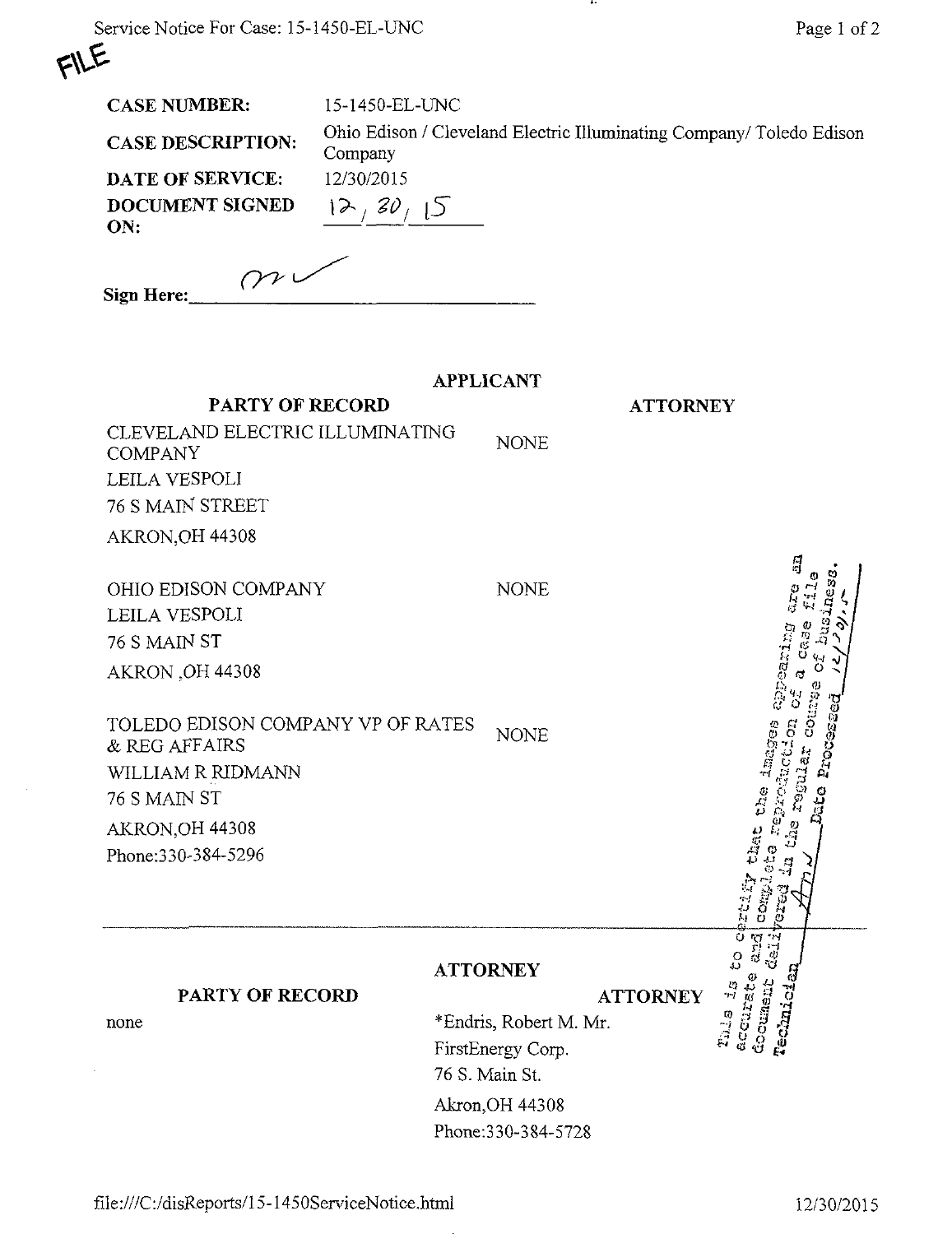FILE

**CASE NUMBER:** 15-1450-EL-UNC

**CASE DESCRIPTION:** Ohio Edison / Cleveland Electric Illuminating Company/ Toledo Edison Company

**DATE OF SERVICE:** 12/30/2015

**DOCUMENT SIGNED ON:** 12/30/15

**Sign Here:** ___________

**APPLICANT**

| PARTY OF RECORD | ATTORNEY |
|---|---|
| CLEVELAND ELECTRIC ILLUMINATING COMPANY<br>LEILA VESPOLI<br>76 S MAIN STREET<br>AKRON,OH 44308 | NONE |
| OHIO EDISON COMPANY<br>LEILA VESPOLI<br>76 S MAIN ST<br>AKRON ,OH 44308 | NONE |
| TOLEDO EDISON COMPANY VP OF RATES & REG AFFAIRS<br>WILLIAM R RIDMANN<br>76 S MAIN ST<br>AKRON,OH 44308<br>Phone:330-384-5296 | NONE |

**ATTORNEY**

| PARTY OF RECORD | ATTORNEY |
|---|---|
| none | *Endris, Robert M. Mr.<br>FirstEnergy Corp.<br>76 S. Main St.<br>Akron,OH 44308<br>Phone:330-384-5728 |

This is to certify that the images appearing are an accurate and complete reproduction of a case file document delivered in the regular course of business. Technician ___ Date Processed 12/30/15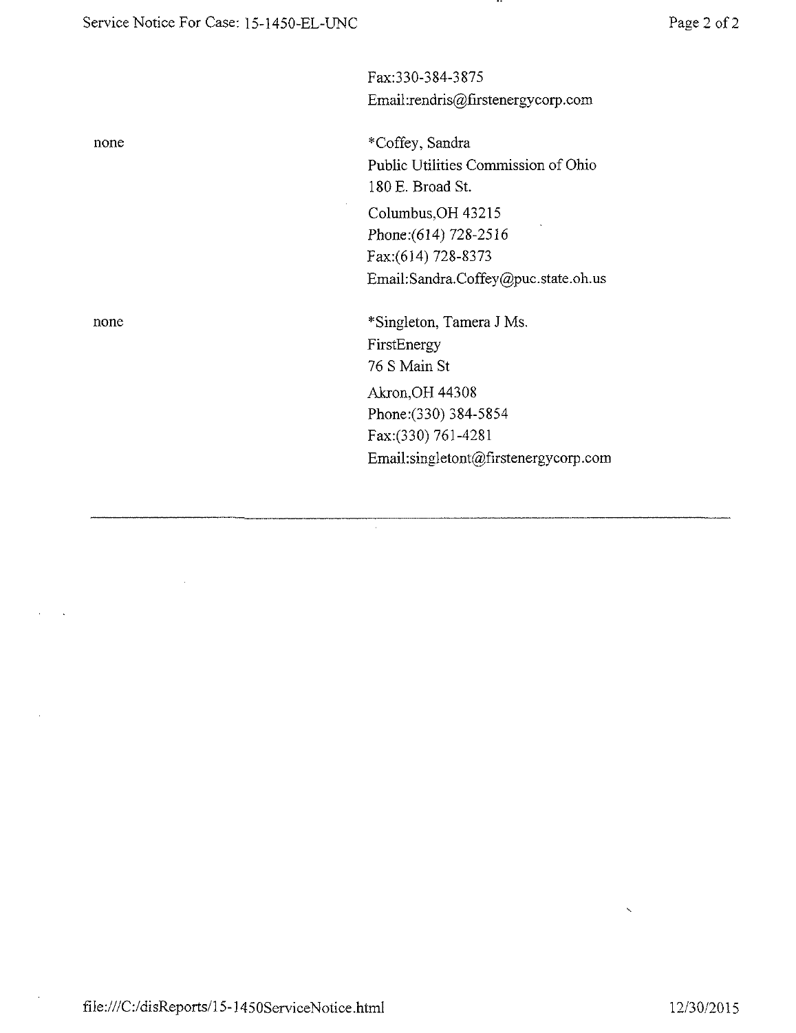Fax:330-384-3875
Email:rendris@firstenergycorp.com

| | |
|---|---|
| none | *Coffey, Sandra<br>Public Utilities Commission of Ohio<br>180 E. Broad St.<br>Columbus,OH 43215<br>Phone:(614) 728-2516<br>Fax:(614) 728-8373<br>Email:Sandra.Coffey@puc.state.oh.us |
| none | *Singleton, Tamera J Ms.<br>FirstEnergy<br>76 S Main St<br>Akron,OH 44308<br>Phone:(330) 384-5854<br>Fax:(330) 761-4281<br>Email:singletont@firstenergycorp.com |